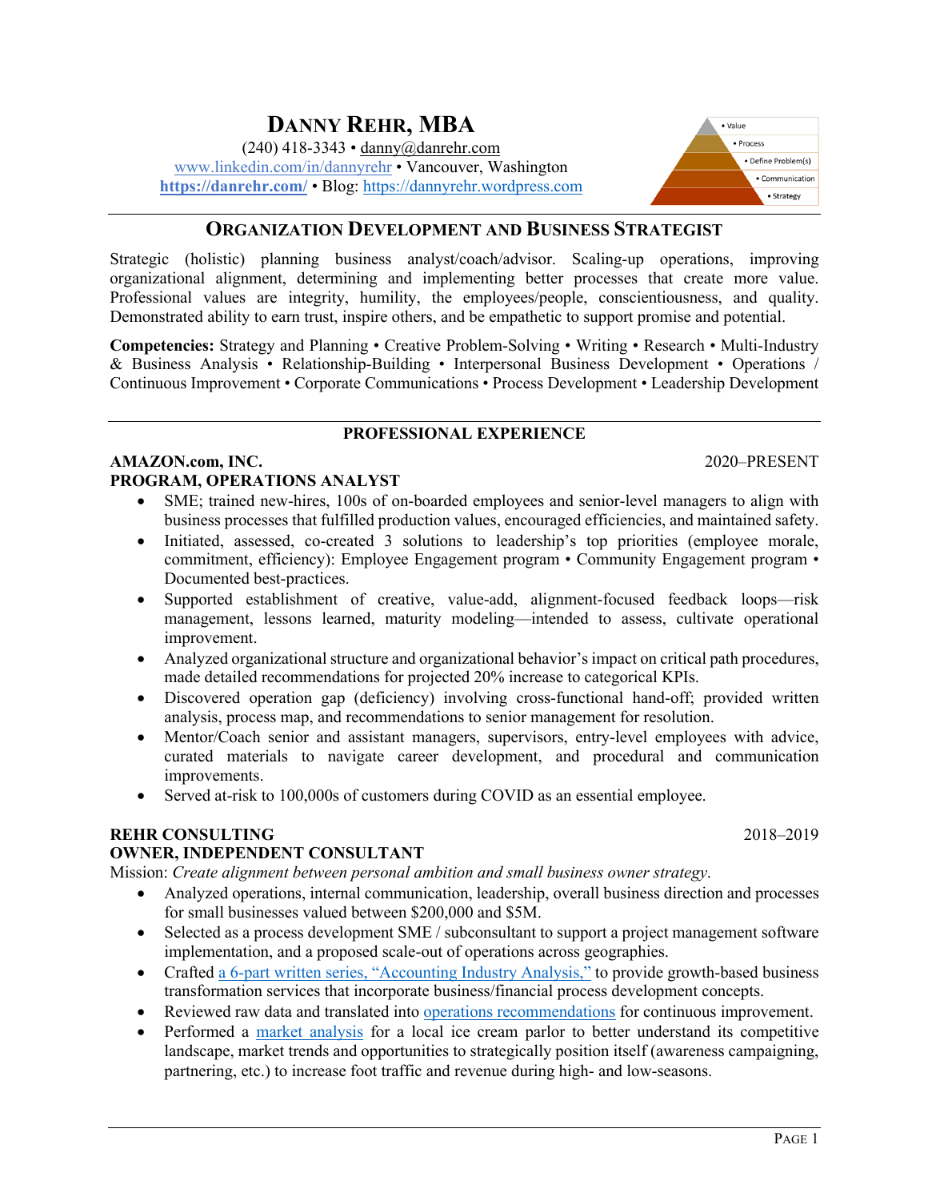# DANNY REHR, MBA

(240) 418-3343 • danny@danrehr.com
www.linkedin.com/in/dannyrehr • Vancouver, Washington
**https://danrehr.com/** • Blog: https://dannyrehr.wordpress.com

• Value
• Process
• Define Problem(s)
• Communication
• Strategy

## ORGANIZATION DEVELOPMENT AND BUSINESS STRATEGIST

Strategic (holistic) planning business analyst/coach/advisor. Scaling-up operations, improving organizational alignment, determining and implementing better processes that create more value. Professional values are integrity, humility, the employees/people, conscientiousness, and quality. Demonstrated ability to earn trust, inspire others, and be empathetic to support promise and potential.

**Competencies:** Strategy and Planning • Creative Problem-Solving • Writing • Research • Multi-Industry & Business Analysis • Relationship-Building • Interpersonal Business Development • Operations / Continuous Improvement • Corporate Communications • Process Development • Leadership Development

## PROFESSIONAL EXPERIENCE

**AMAZON.com, INC.** 2020–PRESENT
**PROGRAM, OPERATIONS ANALYST**

- SME; trained new-hires, 100s of on-boarded employees and senior-level managers to align with business processes that fulfilled production values, encouraged efficiencies, and maintained safety.
- Initiated, assessed, co-created 3 solutions to leadership's top priorities (employee morale, commitment, efficiency): Employee Engagement program • Community Engagement program • Documented best-practices.
- Supported establishment of creative, value-add, alignment-focused feedback loops—risk management, lessons learned, maturity modeling—intended to assess, cultivate operational improvement.
- Analyzed organizational structure and organizational behavior's impact on critical path procedures, made detailed recommendations for projected 20% increase to categorical KPIs.
- Discovered operation gap (deficiency) involving cross-functional hand-off; provided written analysis, process map, and recommendations to senior management for resolution.
- Mentor/Coach senior and assistant managers, supervisors, entry-level employees with advice, curated materials to navigate career development, and procedural and communication improvements.
- Served at-risk to 100,000s of customers during COVID as an essential employee.

**REHR CONSULTING** 2018–2019
**OWNER, INDEPENDENT CONSULTANT**

Mission: *Create alignment between personal ambition and small business owner strategy*.

- Analyzed operations, internal communication, leadership, overall business direction and processes for small businesses valued between $200,000 and $5M.
- Selected as a process development SME / subconsultant to support a project management software implementation, and a proposed scale-out of operations across geographies.
- Crafted a 6-part written series, "Accounting Industry Analysis," to provide growth-based business transformation services that incorporate business/financial process development concepts.
- Reviewed raw data and translated into operations recommendations for continuous improvement.
- Performed a market analysis for a local ice cream parlor to better understand its competitive landscape, market trends and opportunities to strategically position itself (awareness campaigning, partnering, etc.) to increase foot traffic and revenue during high- and low-seasons.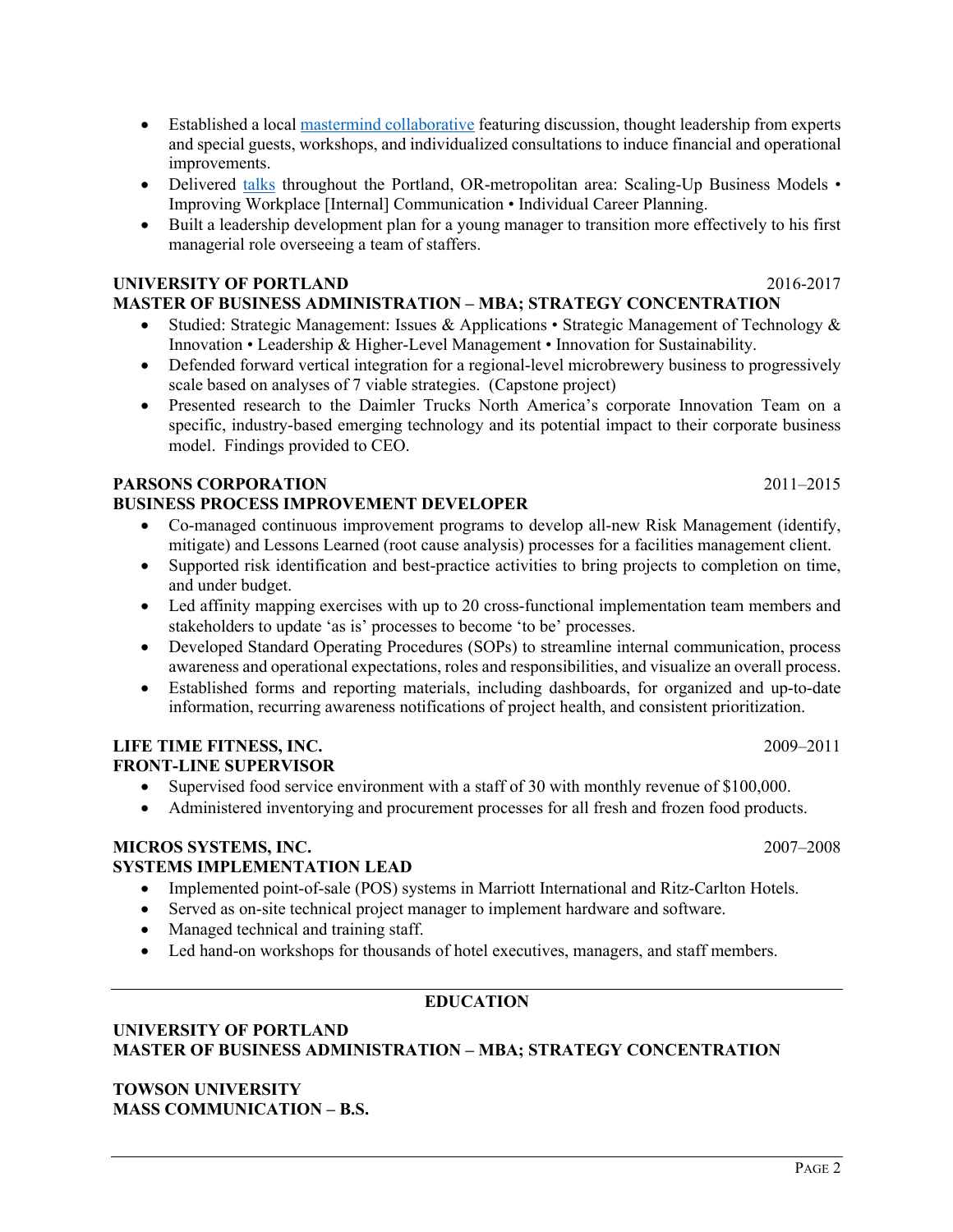- Established a local mastermind collaborative featuring discussion, thought leadership from experts and special guests, workshops, and individualized consultations to induce financial and operational improvements.
- Delivered talks throughout the Portland, OR-metropolitan area: Scaling-Up Business Models • Improving Workplace [Internal] Communication • Individual Career Planning.
- Built a leadership development plan for a young manager to transition more effectively to his first managerial role overseeing a team of staffers.

**UNIVERSITY OF PORTLAND** 2016-2017
**MASTER OF BUSINESS ADMINISTRATION – MBA; STRATEGY CONCENTRATION**

- Studied: Strategic Management: Issues & Applications • Strategic Management of Technology & Innovation • Leadership & Higher-Level Management • Innovation for Sustainability.
- Defended forward vertical integration for a regional-level microbrewery business to progressively scale based on analyses of 7 viable strategies. (Capstone project)
- Presented research to the Daimler Trucks North America's corporate Innovation Team on a specific, industry-based emerging technology and its potential impact to their corporate business model. Findings provided to CEO.

**PARSONS CORPORATION** 2011–2015
**BUSINESS PROCESS IMPROVEMENT DEVELOPER**

- Co-managed continuous improvement programs to develop all-new Risk Management (identify, mitigate) and Lessons Learned (root cause analysis) processes for a facilities management client.
- Supported risk identification and best-practice activities to bring projects to completion on time, and under budget.
- Led affinity mapping exercises with up to 20 cross-functional implementation team members and stakeholders to update 'as is' processes to become 'to be' processes.
- Developed Standard Operating Procedures (SOPs) to streamline internal communication, process awareness and operational expectations, roles and responsibilities, and visualize an overall process.
- Established forms and reporting materials, including dashboards, for organized and up-to-date information, recurring awareness notifications of project health, and consistent prioritization.

**LIFE TIME FITNESS, INC.** 2009–2011
**FRONT-LINE SUPERVISOR**

- Supervised food service environment with a staff of 30 with monthly revenue of $100,000.
- Administered inventorying and procurement processes for all fresh and frozen food products.

**MICROS SYSTEMS, INC.** 2007–2008
**SYSTEMS IMPLEMENTATION LEAD**

- Implemented point-of-sale (POS) systems in Marriott International and Ritz-Carlton Hotels.
- Served as on-site technical project manager to implement hardware and software.
- Managed technical and training staff.
- Led hand-on workshops for thousands of hotel executives, managers, and staff members.

---

## EDUCATION

**UNIVERSITY OF PORTLAND**
**MASTER OF BUSINESS ADMINISTRATION – MBA; STRATEGY CONCENTRATION**

**TOWSON UNIVERSITY**
**MASS COMMUNICATION – B.S.**